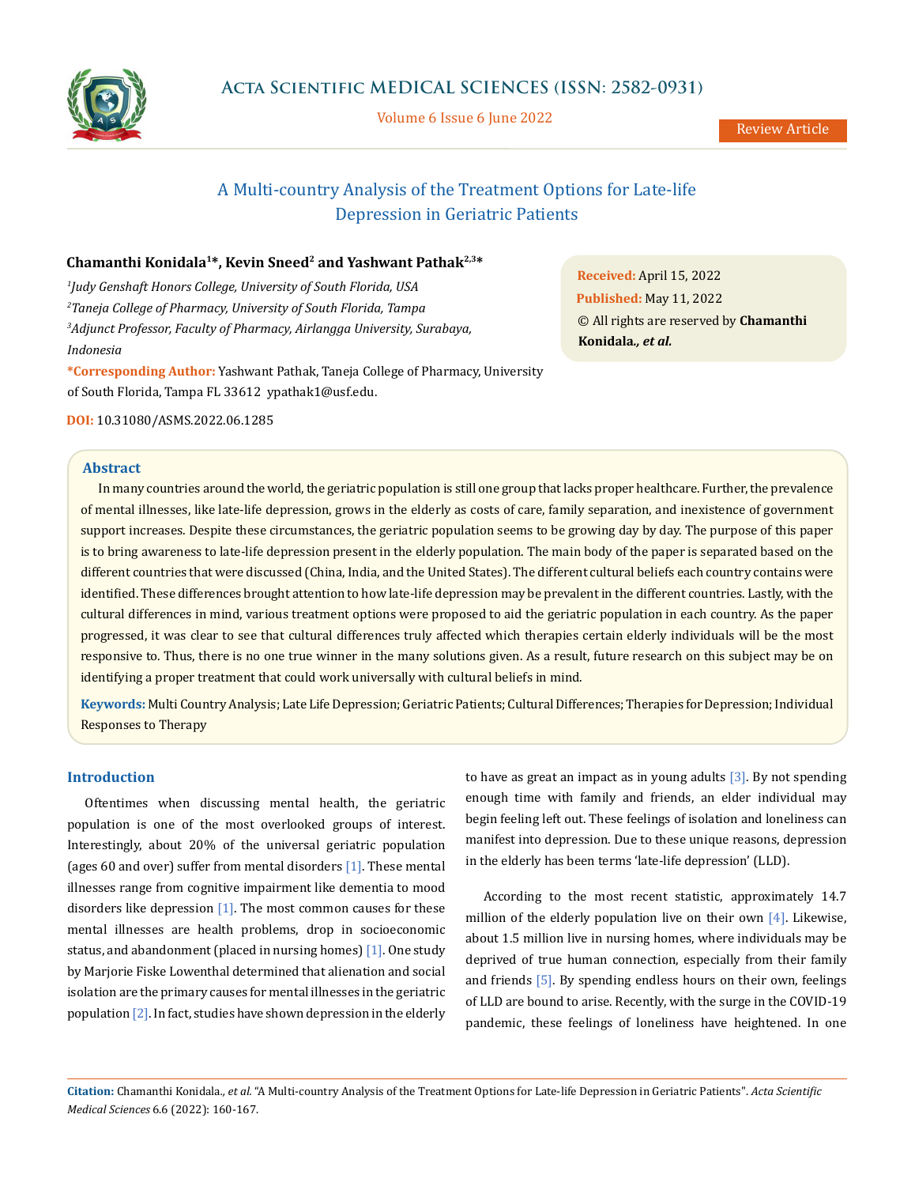Review Article

# A Multi-country Analysis of the Treatment Options for Late-life Depression in Geriatric Patients

**Chamanthi Konidala[1]*, Kevin Sneed[2] and Yashwant Pathak[2,3]***

[1]*Judy Genshaft Honors College, University of South Florida, USA*

[2]*Taneja College of Pharmacy, University of South Florida, Tampa*

[3]*Adjunct Professor, Faculty of Pharmacy, Airlangga University, Surabaya, Indonesia*

***Corresponding Author:** Yashwant Pathak, Taneja College of Pharmacy, University of South Florida, Tampa FL 33612 ypathak1@usf.edu.

**DOI:** 10.31080/ASMS.2022.06.1285

**Received:** April 15, 2022

**Published:** May 11, 2022

© All rights are reserved by **Chamanthi Konidala*., et al.***

## Abstract

In many countries around the world, the geriatric population is still one group that lacks proper healthcare. Further, the prevalence of mental illnesses, like late-life depression, grows in the elderly as costs of care, family separation, and inexistence of government support increases. Despite these circumstances, the geriatric population seems to be growing day by day. The purpose of this paper is to bring awareness to late-life depression present in the elderly population. The main body of the paper is separated based on the different countries that were discussed (China, India, and the United States). The different cultural beliefs each country contains were identified. These differences brought attention to how late-life depression may be prevalent in the different countries. Lastly, with the cultural differences in mind, various treatment options were proposed to aid the geriatric population in each country. As the paper progressed, it was clear to see that cultural differences truly affected which therapies certain elderly individuals will be the most responsive to. Thus, there is no one true winner in the many solutions given. As a result, future research on this subject may be on identifying a proper treatment that could work universally with cultural beliefs in mind.

**Keywords:** Multi Country Analysis; Late Life Depression; Geriatric Patients; Cultural Differences; Therapies for Depression; Individual Responses to Therapy

## Introduction

Oftentimes when discussing mental health, the geriatric population is one of the most overlooked groups of interest. Interestingly, about 20% of the universal geriatric population (ages 60 and over) suffer from mental disorders [1]. These mental illnesses range from cognitive impairment like dementia to mood disorders like depression [1]. The most common causes for these mental illnesses are health problems, drop in socioeconomic status, and abandonment (placed in nursing homes) [1]. One study by Marjorie Fiske Lowenthal determined that alienation and social isolation are the primary causes for mental illnesses in the geriatric population [2]. In fact, studies have shown depression in the elderly to have as great an impact as in young adults [3]. By not spending enough time with family and friends, an elder individual may begin feeling left out. These feelings of isolation and loneliness can manifest into depression. Due to these unique reasons, depression in the elderly has been terms 'late-life depression' (LLD).

According to the most recent statistic, approximately 14.7 million of the elderly population live on their own [4]. Likewise, about 1.5 million live in nursing homes, where individuals may be deprived of true human connection, especially from their family and friends [5]. By spending endless hours on their own, feelings of LLD are bound to arise. Recently, with the surge in the COVID-19 pandemic, these feelings of loneliness have heightened. In one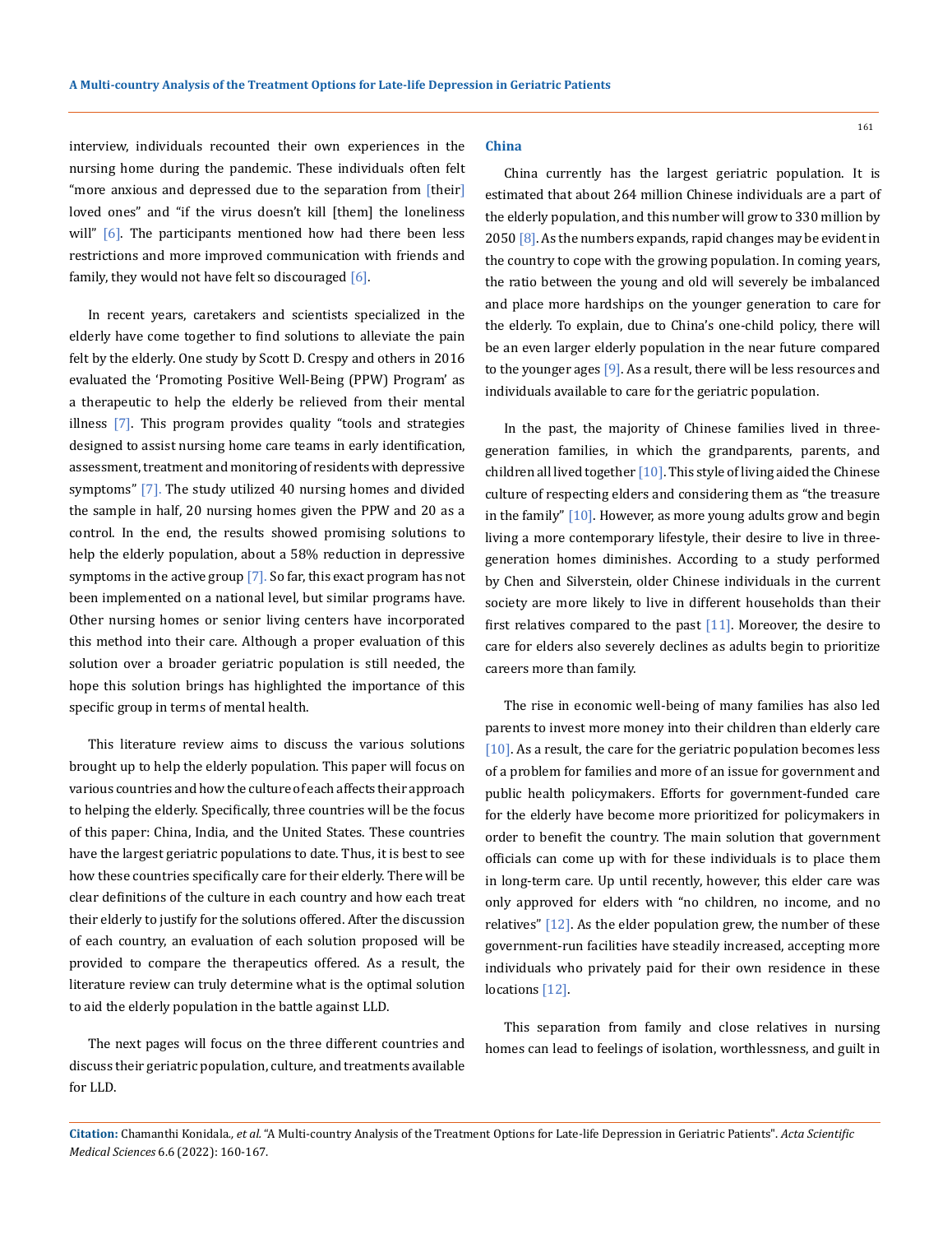interview, individuals recounted their own experiences in the nursing home during the pandemic. These individuals often felt "more anxious and depressed due to the separation from [their] loved ones" and "if the virus doesn't kill [them] the loneliness will" [6]. The participants mentioned how had there been less restrictions and more improved communication with friends and family, they would not have felt so discouraged [6].

In recent years, caretakers and scientists specialized in the elderly have come together to find solutions to alleviate the pain felt by the elderly. One study by Scott D. Crespy and others in 2016 evaluated the 'Promoting Positive Well-Being (PPW) Program' as a therapeutic to help the elderly be relieved from their mental illness [7]. This program provides quality "tools and strategies designed to assist nursing home care teams in early identification, assessment, treatment and monitoring of residents with depressive symptoms" [7]. The study utilized 40 nursing homes and divided the sample in half, 20 nursing homes given the PPW and 20 as a control. In the end, the results showed promising solutions to help the elderly population, about a 58% reduction in depressive symptoms in the active group [7]. So far, this exact program has not been implemented on a national level, but similar programs have. Other nursing homes or senior living centers have incorporated this method into their care. Although a proper evaluation of this solution over a broader geriatric population is still needed, the hope this solution brings has highlighted the importance of this specific group in terms of mental health.

This literature review aims to discuss the various solutions brought up to help the elderly population. This paper will focus on various countries and how the culture of each affects their approach to helping the elderly. Specifically, three countries will be the focus of this paper: China, India, and the United States. These countries have the largest geriatric populations to date. Thus, it is best to see how these countries specifically care for their elderly. There will be clear definitions of the culture in each country and how each treat their elderly to justify for the solutions offered. After the discussion of each country, an evaluation of each solution proposed will be provided to compare the therapeutics offered. As a result, the literature review can truly determine what is the optimal solution to aid the elderly population in the battle against LLD.

The next pages will focus on the three different countries and discuss their geriatric population, culture, and treatments available for LLD.

## China

China currently has the largest geriatric population. It is estimated that about 264 million Chinese individuals are a part of the elderly population, and this number will grow to 330 million by 2050 [8]. As the numbers expands, rapid changes may be evident in the country to cope with the growing population. In coming years, the ratio between the young and old will severely be imbalanced and place more hardships on the younger generation to care for the elderly. To explain, due to China's one-child policy, there will be an even larger elderly population in the near future compared to the younger ages [9]. As a result, there will be less resources and individuals available to care for the geriatric population.

In the past, the majority of Chinese families lived in three-generation families, in which the grandparents, parents, and children all lived together [10]. This style of living aided the Chinese culture of respecting elders and considering them as "the treasure in the family" [10]. However, as more young adults grow and begin living a more contemporary lifestyle, their desire to live in three-generation homes diminishes. According to a study performed by Chen and Silverstein, older Chinese individuals in the current society are more likely to live in different households than their first relatives compared to the past [11]. Moreover, the desire to care for elders also severely declines as adults begin to prioritize careers more than family.

The rise in economic well-being of many families has also led parents to invest more money into their children than elderly care [10]. As a result, the care for the geriatric population becomes less of a problem for families and more of an issue for government and public health policymakers. Efforts for government-funded care for the elderly have become more prioritized for policymakers in order to benefit the country. The main solution that government officials can come up with for these individuals is to place them in long-term care. Up until recently, however, this elder care was only approved for elders with "no children, no income, and no relatives" [12]. As the elder population grew, the number of these government-run facilities have steadily increased, accepting more individuals who privately paid for their own residence in these locations [12].

This separation from family and close relatives in nursing homes can lead to feelings of isolation, worthlessness, and guilt in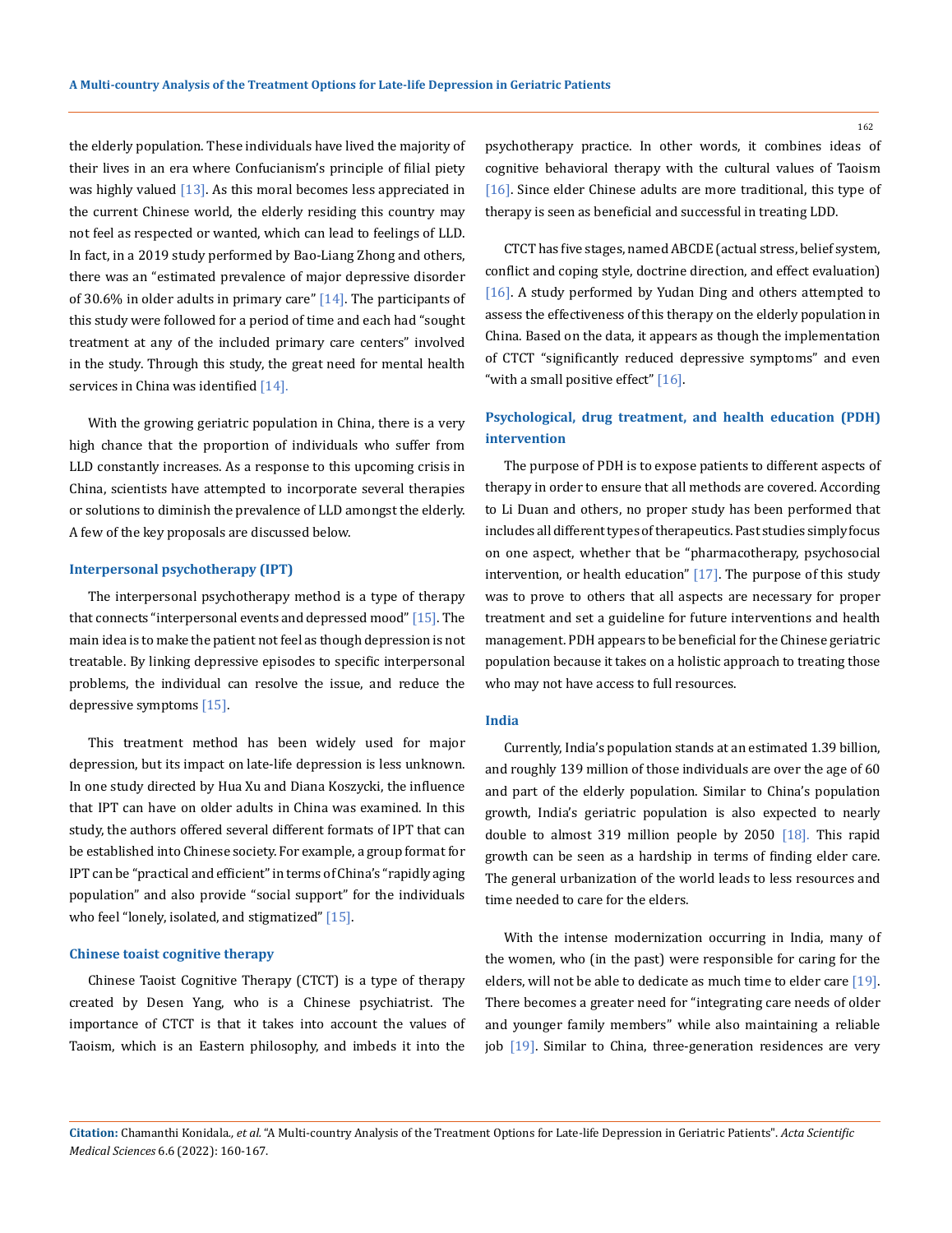the elderly population. These individuals have lived the majority of their lives in an era where Confucianism's principle of filial piety was highly valued [13]. As this moral becomes less appreciated in the current Chinese world, the elderly residing this country may not feel as respected or wanted, which can lead to feelings of LLD. In fact, in a 2019 study performed by Bao-Liang Zhong and others, there was an "estimated prevalence of major depressive disorder of 30.6% in older adults in primary care" [14]. The participants of this study were followed for a period of time and each had "sought treatment at any of the included primary care centers" involved in the study. Through this study, the great need for mental health services in China was identified [14].

With the growing geriatric population in China, there is a very high chance that the proportion of individuals who suffer from LLD constantly increases. As a response to this upcoming crisis in China, scientists have attempted to incorporate several therapies or solutions to diminish the prevalence of LLD amongst the elderly. A few of the key proposals are discussed below.

### Interpersonal psychotherapy (IPT)

The interpersonal psychotherapy method is a type of therapy that connects "interpersonal events and depressed mood" [15]. The main idea is to make the patient not feel as though depression is not treatable. By linking depressive episodes to specific interpersonal problems, the individual can resolve the issue, and reduce the depressive symptoms [15].

This treatment method has been widely used for major depression, but its impact on late-life depression is less unknown. In one study directed by Hua Xu and Diana Koszycki, the influence that IPT can have on older adults in China was examined. In this study, the authors offered several different formats of IPT that can be established into Chinese society. For example, a group format for IPT can be "practical and efficient" in terms of China's "rapidly aging population" and also provide "social support" for the individuals who feel "lonely, isolated, and stigmatized" [15].

### Chinese toaist cognitive therapy

Chinese Taoist Cognitive Therapy (CTCT) is a type of therapy created by Desen Yang, who is a Chinese psychiatrist. The importance of CTCT is that it takes into account the values of Taoism, which is an Eastern philosophy, and imbeds it into the psychotherapy practice. In other words, it combines ideas of cognitive behavioral therapy with the cultural values of Taoism [16]. Since elder Chinese adults are more traditional, this type of therapy is seen as beneficial and successful in treating LDD.

CTCT has five stages, named ABCDE (actual stress, belief system, conflict and coping style, doctrine direction, and effect evaluation) [16]. A study performed by Yudan Ding and others attempted to assess the effectiveness of this therapy on the elderly population in China. Based on the data, it appears as though the implementation of CTCT "significantly reduced depressive symptoms" and even "with a small positive effect" [16].

### Psychological, drug treatment, and health education (PDH) intervention

The purpose of PDH is to expose patients to different aspects of therapy in order to ensure that all methods are covered. According to Li Duan and others, no proper study has been performed that includes all different types of therapeutics. Past studies simply focus on one aspect, whether that be "pharmacotherapy, psychosocial intervention, or health education" [17]. The purpose of this study was to prove to others that all aspects are necessary for proper treatment and set a guideline for future interventions and health management. PDH appears to be beneficial for the Chinese geriatric population because it takes on a holistic approach to treating those who may not have access to full resources.

### India

Currently, India's population stands at an estimated 1.39 billion, and roughly 139 million of those individuals are over the age of 60 and part of the elderly population. Similar to China's population growth, India's geriatric population is also expected to nearly double to almost 319 million people by 2050 [18]. This rapid growth can be seen as a hardship in terms of finding elder care. The general urbanization of the world leads to less resources and time needed to care for the elders.

With the intense modernization occurring in India, many of the women, who (in the past) were responsible for caring for the elders, will not be able to dedicate as much time to elder care [19]. There becomes a greater need for "integrating care needs of older and younger family members" while also maintaining a reliable job [19]. Similar to China, three-generation residences are very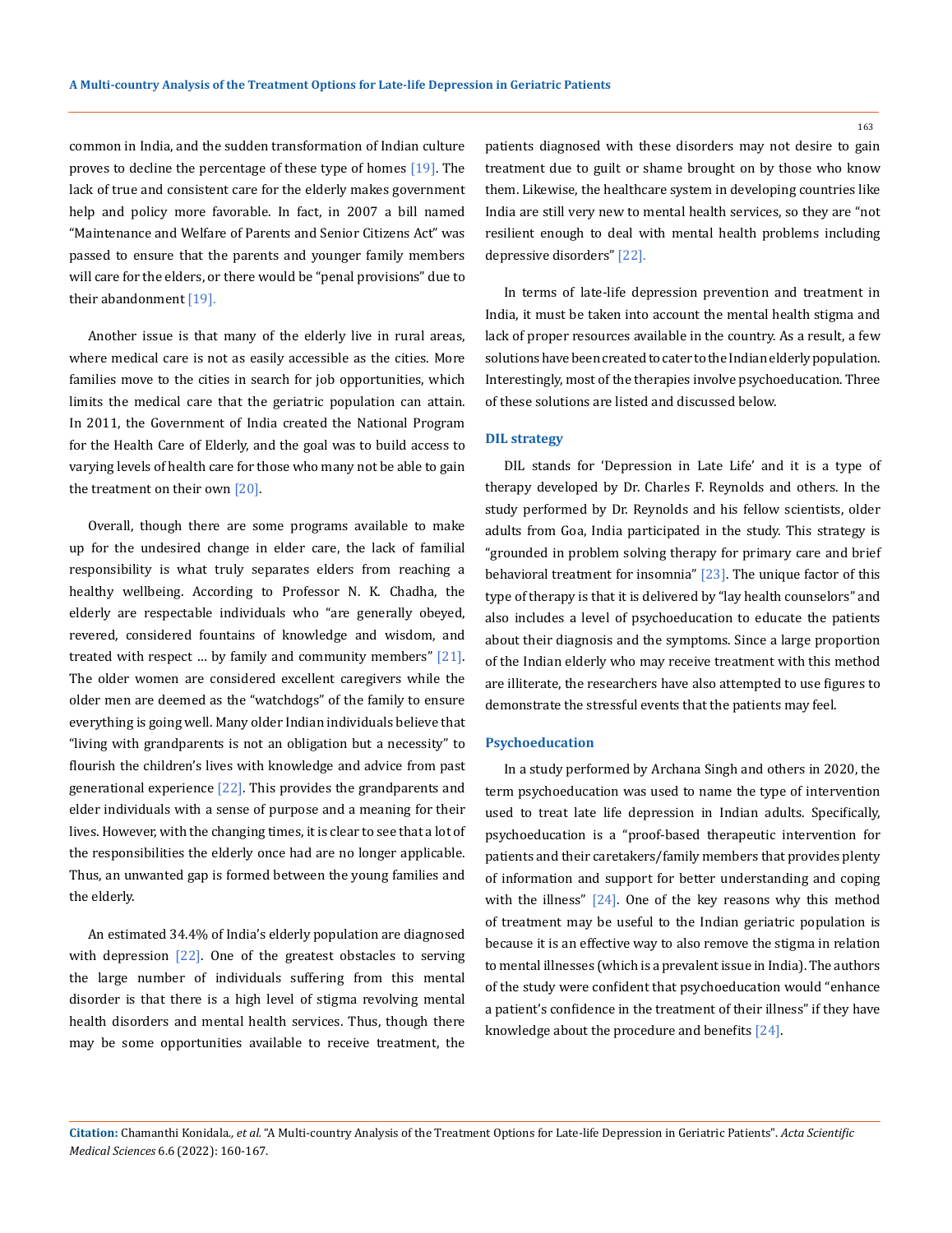common in India, and the sudden transformation of Indian culture proves to decline the percentage of these type of homes [19]. The lack of true and consistent care for the elderly makes government help and policy more favorable. In fact, in 2007 a bill named "Maintenance and Welfare of Parents and Senior Citizens Act" was passed to ensure that the parents and younger family members will care for the elders, or there would be "penal provisions" due to their abandonment [19].

Another issue is that many of the elderly live in rural areas, where medical care is not as easily accessible as the cities. More families move to the cities in search for job opportunities, which limits the medical care that the geriatric population can attain. In 2011, the Government of India created the National Program for the Health Care of Elderly, and the goal was to build access to varying levels of health care for those who many not be able to gain the treatment on their own [20].

Overall, though there are some programs available to make up for the undesired change in elder care, the lack of familial responsibility is what truly separates elders from reaching a healthy wellbeing. According to Professor N. K. Chadha, the elderly are respectable individuals who "are generally obeyed, revered, considered fountains of knowledge and wisdom, and treated with respect … by family and community members" [21]. The older women are considered excellent caregivers while the older men are deemed as the "watchdogs" of the family to ensure everything is going well. Many older Indian individuals believe that "living with grandparents is not an obligation but a necessity" to flourish the children's lives with knowledge and advice from past generational experience [22]. This provides the grandparents and elder individuals with a sense of purpose and a meaning for their lives. However, with the changing times, it is clear to see that a lot of the responsibilities the elderly once had are no longer applicable. Thus, an unwanted gap is formed between the young families and the elderly.

An estimated 34.4% of India's elderly population are diagnosed with depression [22]. One of the greatest obstacles to serving the large number of individuals suffering from this mental disorder is that there is a high level of stigma revolving mental health disorders and mental health services. Thus, though there may be some opportunities available to receive treatment, the patients diagnosed with these disorders may not desire to gain treatment due to guilt or shame brought on by those who know them. Likewise, the healthcare system in developing countries like India are still very new to mental health services, so they are "not resilient enough to deal with mental health problems including depressive disorders" [22].

In terms of late-life depression prevention and treatment in India, it must be taken into account the mental health stigma and lack of proper resources available in the country. As a result, a few solutions have been created to cater to the Indian elderly population. Interestingly, most of the therapies involve psychoeducation. Three of these solutions are listed and discussed below.

### DIL strategy

DIL stands for 'Depression in Late Life' and it is a type of therapy developed by Dr. Charles F. Reynolds and others. In the study performed by Dr. Reynolds and his fellow scientists, older adults from Goa, India participated in the study. This strategy is "grounded in problem solving therapy for primary care and brief behavioral treatment for insomnia" [23]. The unique factor of this type of therapy is that it is delivered by "lay health counselors" and also includes a level of psychoeducation to educate the patients about their diagnosis and the symptoms. Since a large proportion of the Indian elderly who may receive treatment with this method are illiterate, the researchers have also attempted to use figures to demonstrate the stressful events that the patients may feel.

### Psychoeducation

In a study performed by Archana Singh and others in 2020, the term psychoeducation was used to name the type of intervention used to treat late life depression in Indian adults. Specifically, psychoeducation is a "proof-based therapeutic intervention for patients and their caretakers/family members that provides plenty of information and support for better understanding and coping with the illness" [24]. One of the key reasons why this method of treatment may be useful to the Indian geriatric population is because it is an effective way to also remove the stigma in relation to mental illnesses (which is a prevalent issue in India). The authors of the study were confident that psychoeducation would "enhance a patient's confidence in the treatment of their illness" if they have knowledge about the procedure and benefits [24].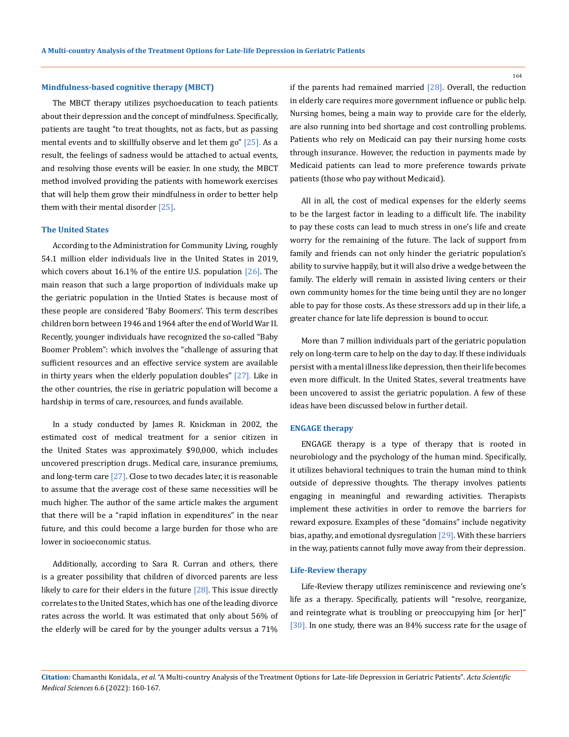### Mindfulness-based cognitive therapy (MBCT)

The MBCT therapy utilizes psychoeducation to teach patients about their depression and the concept of mindfulness. Specifically, patients are taught "to treat thoughts, not as facts, but as passing mental events and to skillfully observe and let them go" [25]. As a result, the feelings of sadness would be attached to actual events, and resolving those events will be easier. In one study, the MBCT method involved providing the patients with homework exercises that will help them grow their mindfulness in order to better help them with their mental disorder [25].

### The United States

According to the Administration for Community Living, roughly 54.1 million elder individuals live in the United States in 2019, which covers about 16.1% of the entire U.S. population [26]. The main reason that such a large proportion of individuals make up the geriatric population in the Untied States is because most of these people are considered 'Baby Boomers'. This term describes children born between 1946 and 1964 after the end of World War II. Recently, younger individuals have recognized the so-called "Baby Boomer Problem": which involves the "challenge of assuring that sufficient resources and an effective service system are available in thirty years when the elderly population doubles" [27]. Like in the other countries, the rise in geriatric population will become a hardship in terms of care, resources, and funds available.

In a study conducted by James R. Knickman in 2002, the estimated cost of medical treatment for a senior citizen in the United States was approximately $90,000, which includes uncovered prescription drugs. Medical care, insurance premiums, and long-term care [27]. Close to two decades later, it is reasonable to assume that the average cost of these same necessities will be much higher. The author of the same article makes the argument that there will be a "rapid inflation in expenditures" in the near future, and this could become a large burden for those who are lower in socioeconomic status.

Additionally, according to Sara R. Curran and others, there is a greater possibility that children of divorced parents are less likely to care for their elders in the future [28]. This issue directly correlates to the United States, which has one of the leading divorce rates across the world. It was estimated that only about 56% of the elderly will be cared for by the younger adults versus a 71% if the parents had remained married [28]. Overall, the reduction in elderly care requires more government influence or public help. Nursing homes, being a main way to provide care for the elderly, are also running into bed shortage and cost controlling problems. Patients who rely on Medicaid can pay their nursing home costs through insurance. However, the reduction in payments made by Medicaid patients can lead to more preference towards private patients (those who pay without Medicaid).

All in all, the cost of medical expenses for the elderly seems to be the largest factor in leading to a difficult life. The inability to pay these costs can lead to much stress in one's life and create worry for the remaining of the future. The lack of support from family and friends can not only hinder the geriatric population's ability to survive happily, but it will also drive a wedge between the family. The elderly will remain in assisted living centers or their own community homes for the time being until they are no longer able to pay for those costs. As these stressors add up in their life, a greater chance for late life depression is bound to occur.

More than 7 million individuals part of the geriatric population rely on long-term care to help on the day to day. If these individuals persist with a mental illness like depression, then their life becomes even more difficult. In the United States, several treatments have been uncovered to assist the geriatric population. A few of these ideas have been discussed below in further detail.

### ENGAGE therapy

ENGAGE therapy is a type of therapy that is rooted in neurobiology and the psychology of the human mind. Specifically, it utilizes behavioral techniques to train the human mind to think outside of depressive thoughts. The therapy involves patients engaging in meaningful and rewarding activities. Therapists implement these activities in order to remove the barriers for reward exposure. Examples of these "domains" include negativity bias, apathy, and emotional dysregulation [29]. With these barriers in the way, patients cannot fully move away from their depression.

### Life-Review therapy

Life-Review therapy utilizes reminiscence and reviewing one's life as a therapy. Specifically, patients will "resolve, reorganize, and reintegrate what is troubling or preoccupying him [or her]" [30]. In one study, there was an 84% success rate for the usage of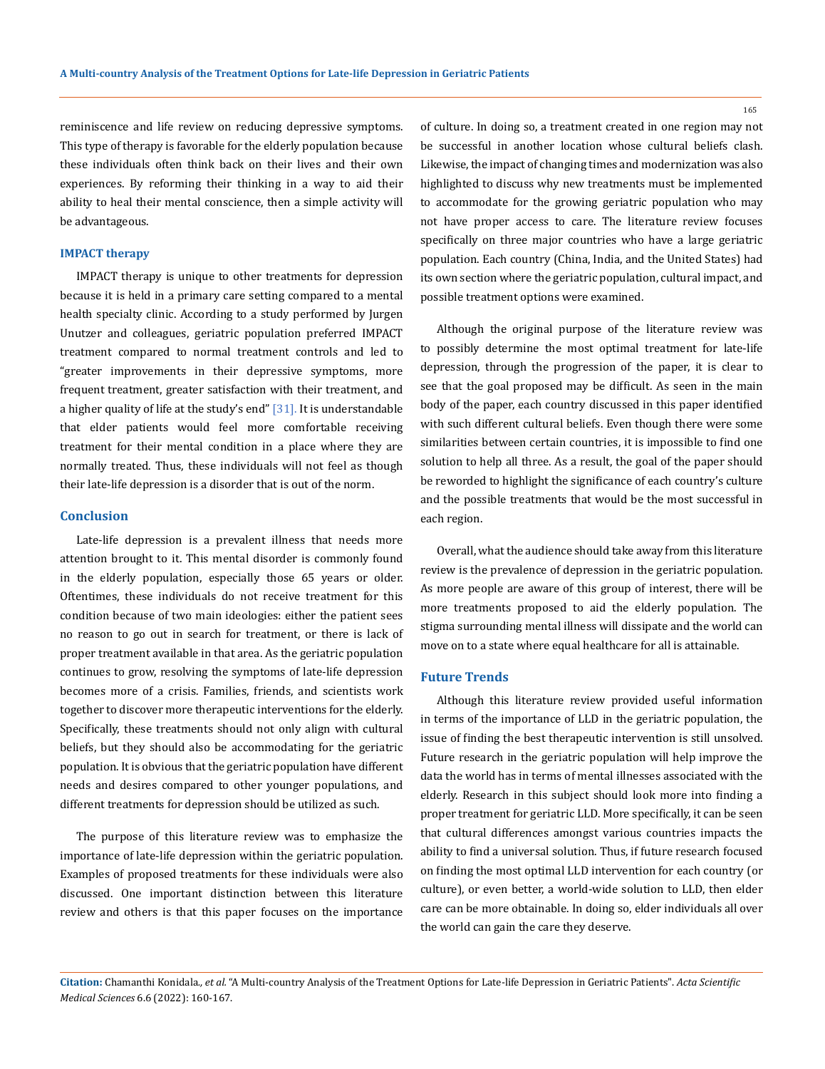reminiscence and life review on reducing depressive symptoms. This type of therapy is favorable for the elderly population because these individuals often think back on their lives and their own experiences. By reforming their thinking in a way to aid their ability to heal their mental conscience, then a simple activity will be advantageous.

### IMPACT therapy

IMPACT therapy is unique to other treatments for depression because it is held in a primary care setting compared to a mental health specialty clinic. According to a study performed by Jurgen Unutzer and colleagues, geriatric population preferred IMPACT treatment compared to normal treatment controls and led to "greater improvements in their depressive symptoms, more frequent treatment, greater satisfaction with their treatment, and a higher quality of life at the study's end" [31]. It is understandable that elder patients would feel more comfortable receiving treatment for their mental condition in a place where they are normally treated. Thus, these individuals will not feel as though their late-life depression is a disorder that is out of the norm.

## Conclusion

Late-life depression is a prevalent illness that needs more attention brought to it. This mental disorder is commonly found in the elderly population, especially those 65 years or older. Oftentimes, these individuals do not receive treatment for this condition because of two main ideologies: either the patient sees no reason to go out in search for treatment, or there is lack of proper treatment available in that area. As the geriatric population continues to grow, resolving the symptoms of late-life depression becomes more of a crisis. Families, friends, and scientists work together to discover more therapeutic interventions for the elderly. Specifically, these treatments should not only align with cultural beliefs, but they should also be accommodating for the geriatric population. It is obvious that the geriatric population have different needs and desires compared to other younger populations, and different treatments for depression should be utilized as such.

The purpose of this literature review was to emphasize the importance of late-life depression within the geriatric population. Examples of proposed treatments for these individuals were also discussed. One important distinction between this literature review and others is that this paper focuses on the importance of culture. In doing so, a treatment created in one region may not be successful in another location whose cultural beliefs clash. Likewise, the impact of changing times and modernization was also highlighted to discuss why new treatments must be implemented to accommodate for the growing geriatric population who may not have proper access to care. The literature review focuses specifically on three major countries who have a large geriatric population. Each country (China, India, and the United States) had its own section where the geriatric population, cultural impact, and possible treatment options were examined.

Although the original purpose of the literature review was to possibly determine the most optimal treatment for late-life depression, through the progression of the paper, it is clear to see that the goal proposed may be difficult. As seen in the main body of the paper, each country discussed in this paper identified with such different cultural beliefs. Even though there were some similarities between certain countries, it is impossible to find one solution to help all three. As a result, the goal of the paper should be reworded to highlight the significance of each country's culture and the possible treatments that would be the most successful in each region.

Overall, what the audience should take away from this literature review is the prevalence of depression in the geriatric population. As more people are aware of this group of interest, there will be more treatments proposed to aid the elderly population. The stigma surrounding mental illness will dissipate and the world can move on to a state where equal healthcare for all is attainable.

## Future Trends

Although this literature review provided useful information in terms of the importance of LLD in the geriatric population, the issue of finding the best therapeutic intervention is still unsolved. Future research in the geriatric population will help improve the data the world has in terms of mental illnesses associated with the elderly. Research in this subject should look more into finding a proper treatment for geriatric LLD. More specifically, it can be seen that cultural differences amongst various countries impacts the ability to find a universal solution. Thus, if future research focused on finding the most optimal LLD intervention for each country (or culture), or even better, a world-wide solution to LLD, then elder care can be more obtainable. In doing so, elder individuals all over the world can gain the care they deserve.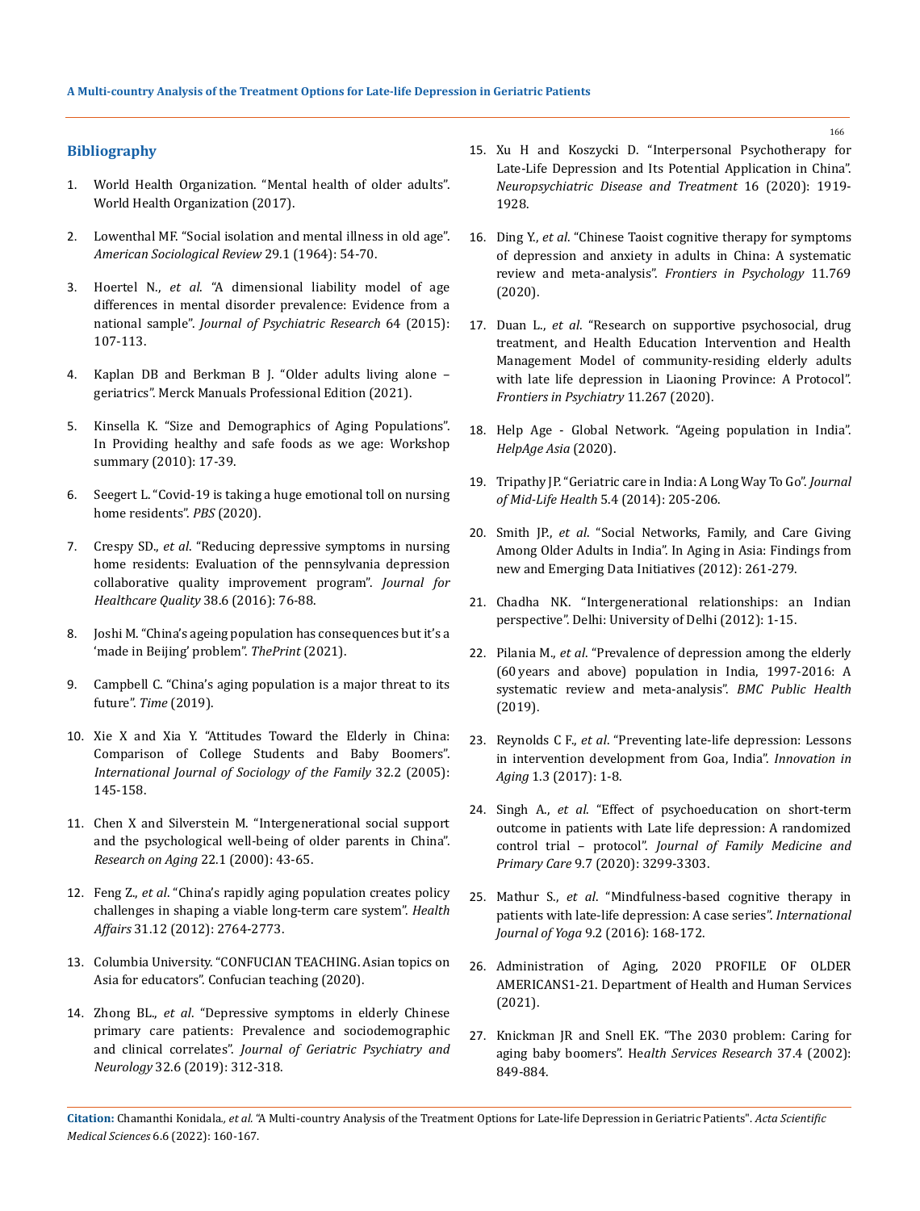## Bibliography

1. World Health Organization. "Mental health of older adults". World Health Organization (2017).
2. Lowenthal MF. "Social isolation and mental illness in old age". *American Sociological Review* 29.1 (1964): 54-70.
3. Hoertel N., *et al*. "A dimensional liability model of age differences in mental disorder prevalence: Evidence from a national sample". *Journal of Psychiatric Research* 64 (2015): 107-113.
4. Kaplan DB and Berkman B J. "Older adults living alone – geriatrics". Merck Manuals Professional Edition (2021).
5. Kinsella K. "Size and Demographics of Aging Populations". In Providing healthy and safe foods as we age: Workshop summary (2010): 17-39.
6. Seegert L. "Covid-19 is taking a huge emotional toll on nursing home residents". *PBS* (2020).
7. Crespy SD., *et al*. "Reducing depressive symptoms in nursing home residents: Evaluation of the pennsylvania depression collaborative quality improvement program". *Journal for Healthcare Quality* 38.6 (2016): 76-88.
8. Joshi M. "China's ageing population has consequences but it's a 'made in Beijing' problem". *ThePrint* (2021).
9. Campbell C. "China's aging population is a major threat to its future". *Time* (2019).
10. Xie X and Xia Y. "Attitudes Toward the Elderly in China: Comparison of College Students and Baby Boomers". *International Journal of Sociology of the Family* 32.2 (2005): 145-158.
11. Chen X and Silverstein M. "Intergenerational social support and the psychological well-being of older parents in China". *Research on Aging* 22.1 (2000): 43-65.
12. Feng Z., *et al*. "China's rapidly aging population creates policy challenges in shaping a viable long-term care system". *Health Affairs* 31.12 (2012): 2764-2773.
13. Columbia University. "CONFUCIAN TEACHING. Asian topics on Asia for educators". Confucian teaching (2020).
14. Zhong BL., *et al*. "Depressive symptoms in elderly Chinese primary care patients: Prevalence and sociodemographic and clinical correlates". *Journal of Geriatric Psychiatry and Neurology* 32.6 (2019): 312-318.
15. Xu H and Koszycki D. "Interpersonal Psychotherapy for Late-Life Depression and Its Potential Application in China". *Neuropsychiatric Disease and Treatment* 16 (2020): 1919-1928.
16. Ding Y., *et al*. "Chinese Taoist cognitive therapy for symptoms of depression and anxiety in adults in China: A systematic review and meta-analysis". *Frontiers in Psychology* 11.769 (2020).
17. Duan L., *et al*. "Research on supportive psychosocial, drug treatment, and Health Education Intervention and Health Management Model of community-residing elderly adults with late life depression in Liaoning Province: A Protocol". *Frontiers in Psychiatry* 11.267 (2020).
18. Help Age - Global Network. "Ageing population in India". *HelpAge Asia* (2020).
19. Tripathy JP. "Geriatric care in India: A Long Way To Go". *Journal of Mid-Life Health* 5.4 (2014): 205-206.
20. Smith JP., *et al*. "Social Networks, Family, and Care Giving Among Older Adults in India". In Aging in Asia: Findings from new and Emerging Data Initiatives (2012): 261-279.
21. Chadha NK. "Intergenerational relationships: an Indian perspective". Delhi: University of Delhi (2012): 1-15.
22. Pilania M., *et al*. "Prevalence of depression among the elderly (60 years and above) population in India, 1997-2016: A systematic review and meta-analysis". *BMC Public Health* (2019).
23. Reynolds C F., *et al*. "Preventing late-life depression: Lessons in intervention development from Goa, India". *Innovation in Aging* 1.3 (2017): 1-8.
24. Singh A., *et al*. "Effect of psychoeducation on short-term outcome in patients with Late life depression: A randomized control trial – protocol". *Journal of Family Medicine and Primary Care* 9.7 (2020): 3299-3303.
25. Mathur S., *et al*. "Mindfulness-based cognitive therapy in patients with late-life depression: A case series". *International Journal of Yoga* 9.2 (2016): 168-172.
26. Administration of Aging, 2020 PROFILE OF OLDER AMERICANS1-21. Department of Health and Human Services (2021).
27. Knickman JR and Snell EK. "The 2030 problem: Caring for aging baby boomers". *Health Services Research* 37.4 (2002): 849-884.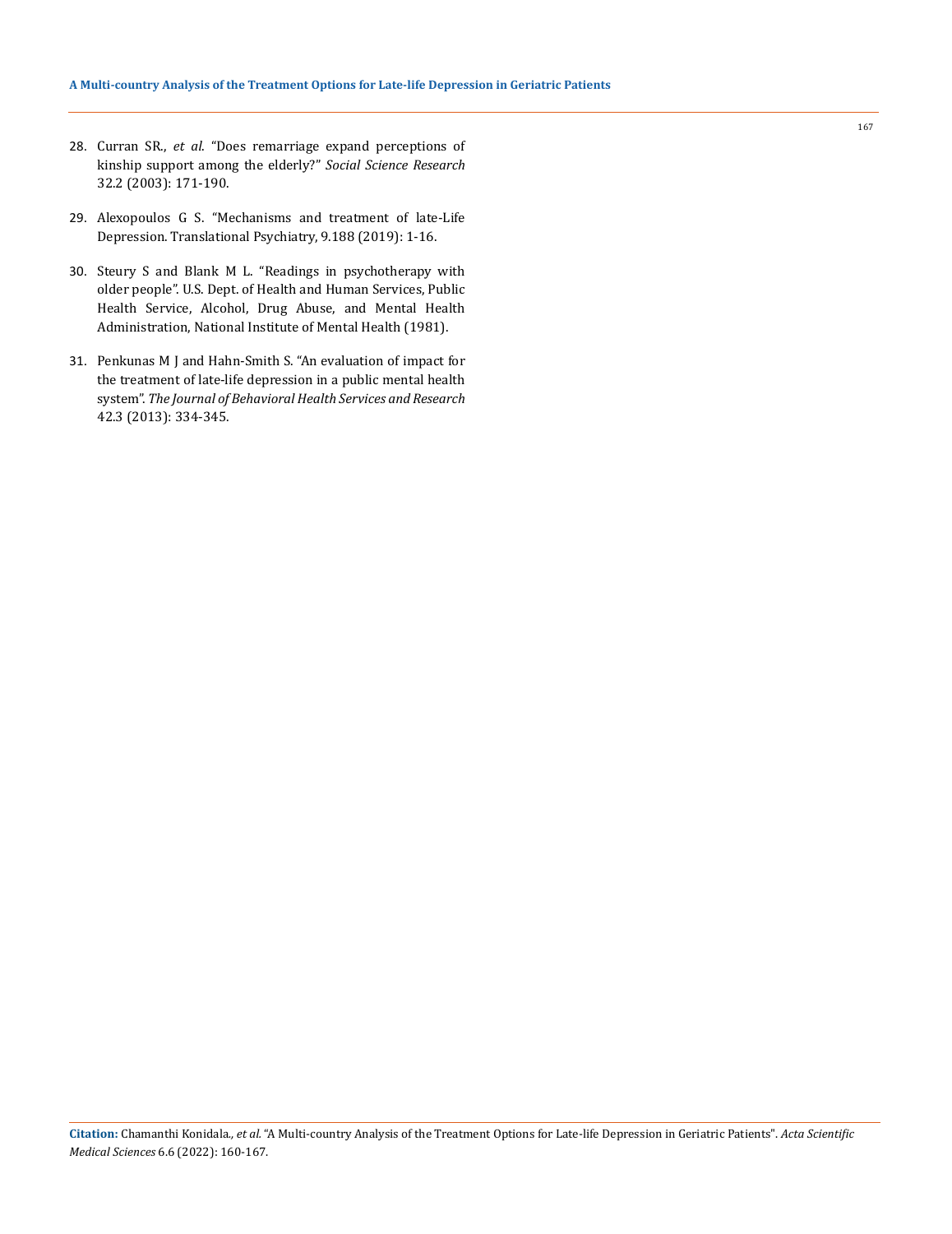28. Curran SR., *et al*. "Does remarriage expand perceptions of kinship support among the elderly?" *Social Science Research* 32.2 (2003): 171-190.

29. Alexopoulos G S. "Mechanisms and treatment of late-Life Depression. Translational Psychiatry, 9.188 (2019): 1-16.

30. Steury S and Blank M L. "Readings in psychotherapy with older people". U.S. Dept. of Health and Human Services, Public Health Service, Alcohol, Drug Abuse, and Mental Health Administration, National Institute of Mental Health (1981).

31. Penkunas M J and Hahn-Smith S. "An evaluation of impact for the treatment of late-life depression in a public mental health system". *The Journal of Behavioral Health Services and Research* 42.3 (2013): 334-345.